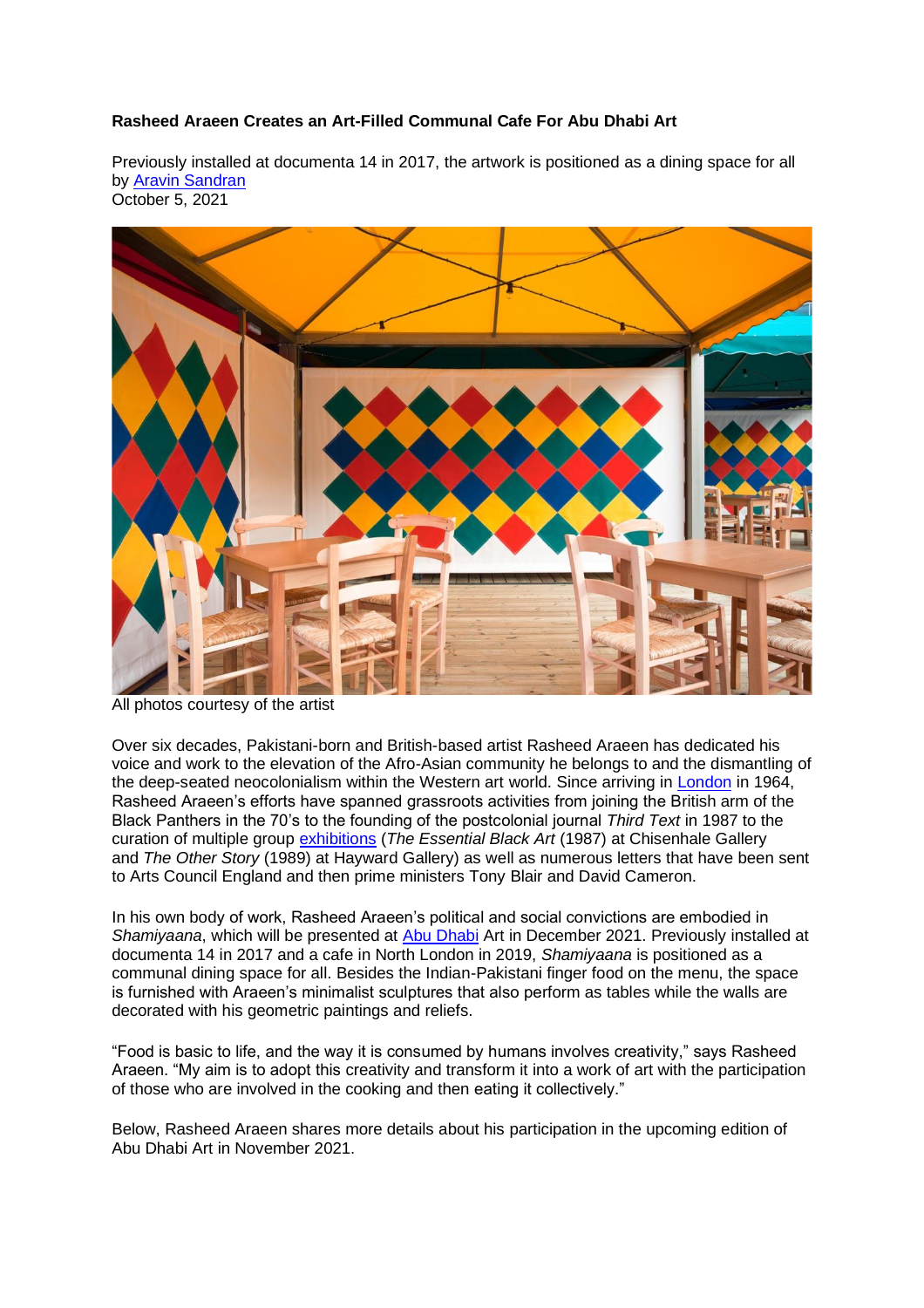**Rasheed Araeen Creates an Art-Filled Communal Cafe For Abu Dhabi Art**

Previously installed at documenta 14 in 2017, the artwork is positioned as a dining space for all
by Aravin Sandran
October 5, 2021

All photos courtesy of the artist

Over six decades, Pakistani-born and British-based artist Rasheed Araeen has dedicated his voice and work to the elevation of the Afro-Asian community he belongs to and the dismantling of the deep-seated neocolonialism within the Western art world. Since arriving in London in 1964, Rasheed Araeen's efforts have spanned grassroots activities from joining the British arm of the Black Panthers in the 70's to the founding of the postcolonial journal *Third Text* in 1987 to the curation of multiple group exhibitions (*The Essential Black Art* (1987) at Chisenhale Gallery and *The Other Story* (1989) at Hayward Gallery) as well as numerous letters that have been sent to Arts Council England and then prime ministers Tony Blair and David Cameron.

In his own body of work, Rasheed Araeen's political and social convictions are embodied in *Shamiyaana*, which will be presented at Abu Dhabi Art in December 2021. Previously installed at documenta 14 in 2017 and a cafe in North London in 2019, *Shamiyaana* is positioned as a communal dining space for all. Besides the Indian-Pakistani finger food on the menu, the space is furnished with Araeen's minimalist sculptures that also perform as tables while the walls are decorated with his geometric paintings and reliefs.

"Food is basic to life, and the way it is consumed by humans involves creativity," says Rasheed Araeen. "My aim is to adopt this creativity and transform it into a work of art with the participation of those who are involved in the cooking and then eating it collectively."

Below, Rasheed Araeen shares more details about his participation in the upcoming edition of Abu Dhabi Art in November 2021.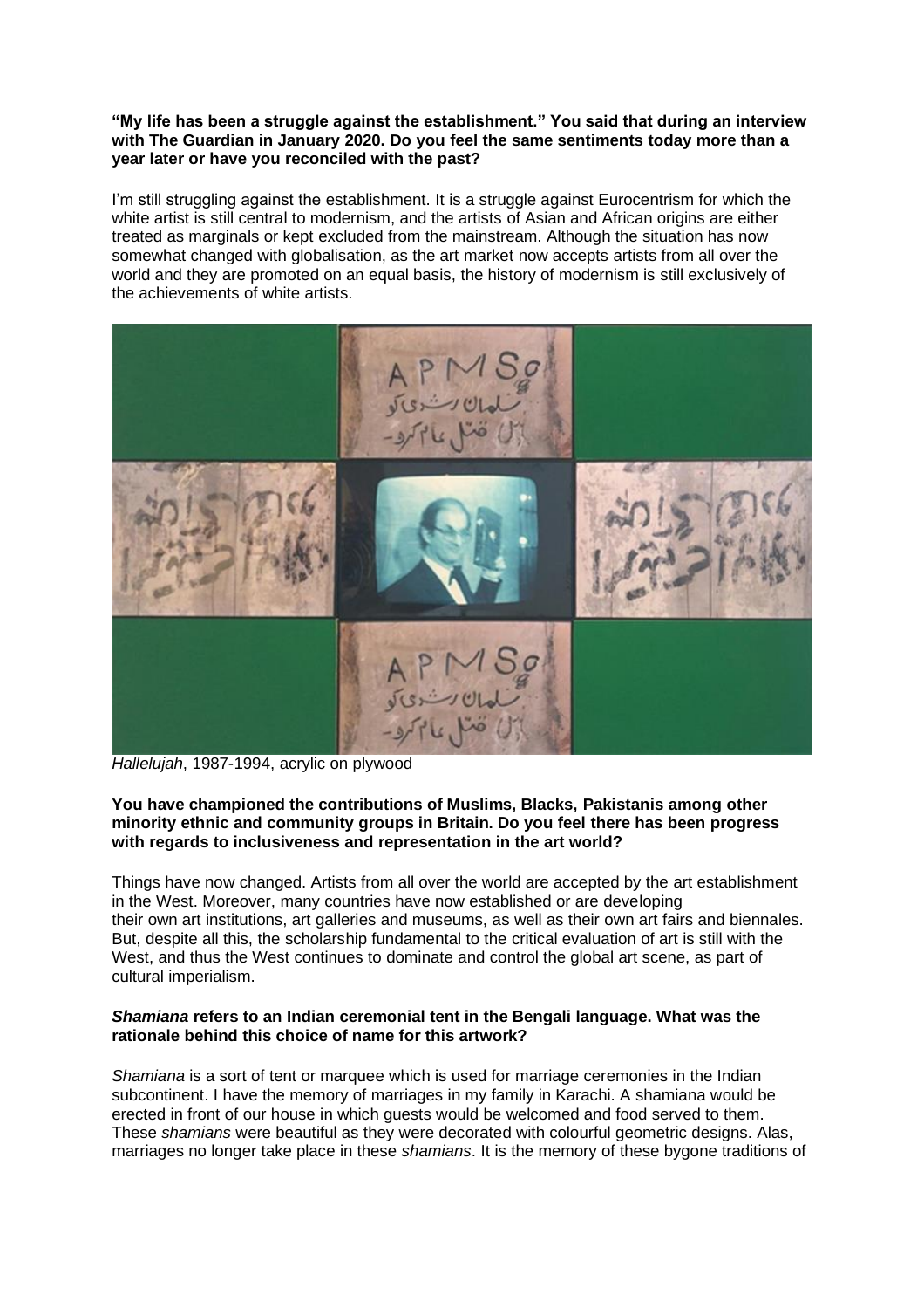**"My life has been a struggle against the establishment." You said that during an interview with The Guardian in January 2020. Do you feel the same sentiments today more than a year later or have you reconciled with the past?**

I'm still struggling against the establishment. It is a struggle against Eurocentrism for which the white artist is still central to modernism, and the artists of Asian and African origins are either treated as marginals or kept excluded from the mainstream. Although the situation has now somewhat changed with globalisation, as the art market now accepts artists from all over the world and they are promoted on an equal basis, the history of modernism is still exclusively of the achievements of white artists.

*Hallelujah*, 1987-1994, acrylic on plywood

**You have championed the contributions of Muslims, Blacks, Pakistanis among other minority ethnic and community groups in Britain. Do you feel there has been progress with regards to inclusiveness and representation in the art world?**

Things have now changed. Artists from all over the world are accepted by the art establishment in the West. Moreover, many countries have now established or are developing their own art institutions, art galleries and museums, as well as their own art fairs and biennales. But, despite all this, the scholarship fundamental to the critical evaluation of art is still with the West, and thus the West continues to dominate and control the global art scene, as part of cultural imperialism.

***Shamiana* refers to an Indian ceremonial tent in the Bengali language. What was the rationale behind this choice of name for this artwork?**

*Shamiana* is a sort of tent or marquee which is used for marriage ceremonies in the Indian subcontinent. I have the memory of marriages in my family in Karachi. A shamiana would be erected in front of our house in which guests would be welcomed and food served to them. These *shamians* were beautiful as they were decorated with colourful geometric designs. Alas, marriages no longer take place in these *shamians*. It is the memory of these bygone traditions of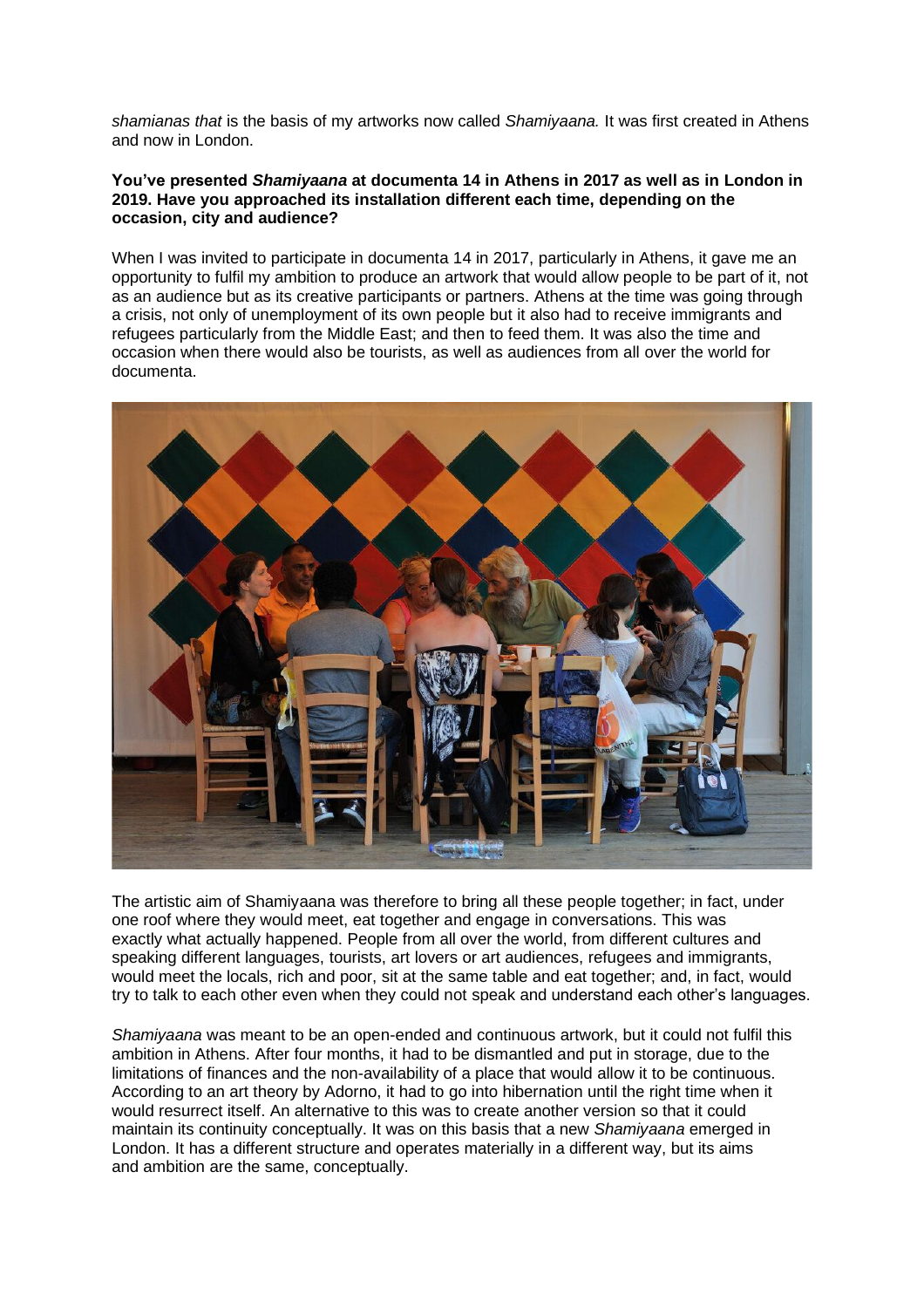*shamianas that* is the basis of my artworks now called *Shamiyaana.* It was first created in Athens and now in London.

**You've presented *Shamiyaana* at documenta 14 in Athens in 2017 as well as in London in 2019. Have you approached its installation different each time, depending on the occasion, city and audience?**

When I was invited to participate in documenta 14 in 2017, particularly in Athens, it gave me an opportunity to fulfil my ambition to produce an artwork that would allow people to be part of it, not as an audience but as its creative participants or partners. Athens at the time was going through a crisis, not only of unemployment of its own people but it also had to receive immigrants and refugees particularly from the Middle East; and then to feed them. It was also the time and occasion when there would also be tourists, as well as audiences from all over the world for documenta.

The artistic aim of Shamiyaana was therefore to bring all these people together; in fact, under one roof where they would meet, eat together and engage in conversations. This was exactly what actually happened. People from all over the world, from different cultures and speaking different languages, tourists, art lovers or art audiences, refugees and immigrants, would meet the locals, rich and poor, sit at the same table and eat together; and, in fact, would try to talk to each other even when they could not speak and understand each other's languages.

*Shamiyaana* was meant to be an open-ended and continuous artwork, but it could not fulfil this ambition in Athens. After four months, it had to be dismantled and put in storage, due to the limitations of finances and the non-availability of a place that would allow it to be continuous. According to an art theory by Adorno, it had to go into hibernation until the right time when it would resurrect itself. An alternative to this was to create another version so that it could maintain its continuity conceptually. It was on this basis that a new *Shamiyaana* emerged in London. It has a different structure and operates materially in a different way, but its aims and ambition are the same, conceptually.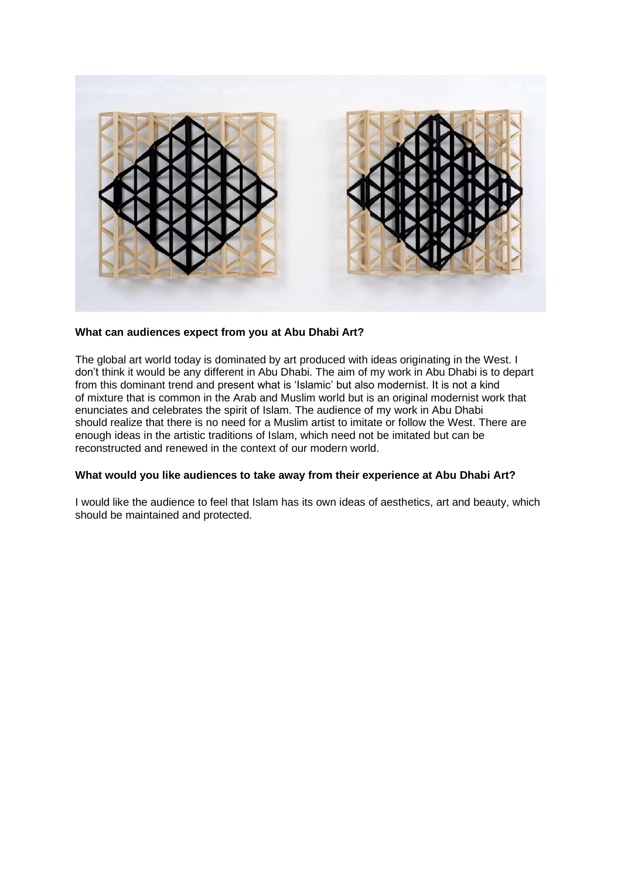**What can audiences expect from you at Abu Dhabi Art?**

The global art world today is dominated by art produced with ideas originating in the West. I don't think it would be any different in Abu Dhabi. The aim of my work in Abu Dhabi is to depart from this dominant trend and present what is 'Islamic' but also modernist. It is not a kind of mixture that is common in the Arab and Muslim world but is an original modernist work that enunciates and celebrates the spirit of Islam. The audience of my work in Abu Dhabi should realize that there is no need for a Muslim artist to imitate or follow the West. There are enough ideas in the artistic traditions of Islam, which need not be imitated but can be reconstructed and renewed in the context of our modern world.

**What would you like audiences to take away from their experience at Abu Dhabi Art?**

I would like the audience to feel that Islam has its own ideas of aesthetics, art and beauty, which should be maintained and protected.